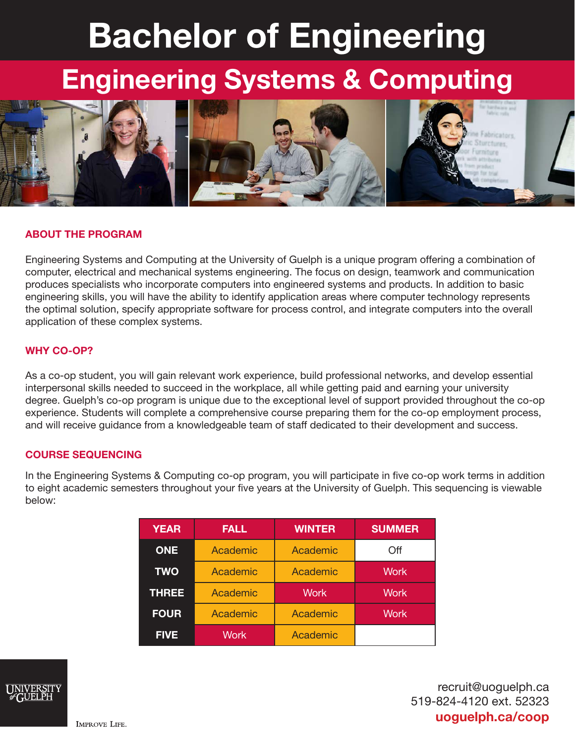# Bachelor of Engineering

## Engineering Systems & Computing

### ABOUT THE PROGRAM

Engineering Systems and Computing at the University of Guelph is a unique program offering a combination of computer, electrical and mechanical systems engineering. The focus on design, teamwork and communication produces specialists who incorporate computers into engineered systems and products. In addition to basic engineering skills, you will have the ability to identify application areas where computer technology represents the optimal solution, specify appropriate software for process control, and integrate computers into the overall application of these complex systems.

### WHY CO-OP?

As a co-op student, you will gain relevant work experience, build professional networks, and develop essential interpersonal skills needed to succeed in the workplace, all while getting paid and earning your university degree. Guelph's co-op program is unique due to the exceptional level of support provided throughout the co-op experience. Students will complete a comprehensive course preparing them for the co-op employment process, and will receive guidance from a knowledgeable team of staff dedicated to their development and success.

### COURSE SEQUENCING

In the Engineering Systems & Computing co-op program, you will participate in five co-op work terms in addition to eight academic semesters throughout your five years at the University of Guelph. This sequencing is viewable below:

| YEAR | FALL | WINTER | SUMMER |
|---|---|---|---|
| ONE | Academic | Academic | Off |
| TWO | Academic | Academic | Work |
| THREE | Academic | Work | Work |
| FOUR | Academic | Academic | Work |
| FIVE | Work | Academic | |

UNIVERSITY of GUELPH

IMPROVE LIFE.

recruit@uoguelph.ca
519-824-4120 ext. 52323
**uoguelph.ca/coop**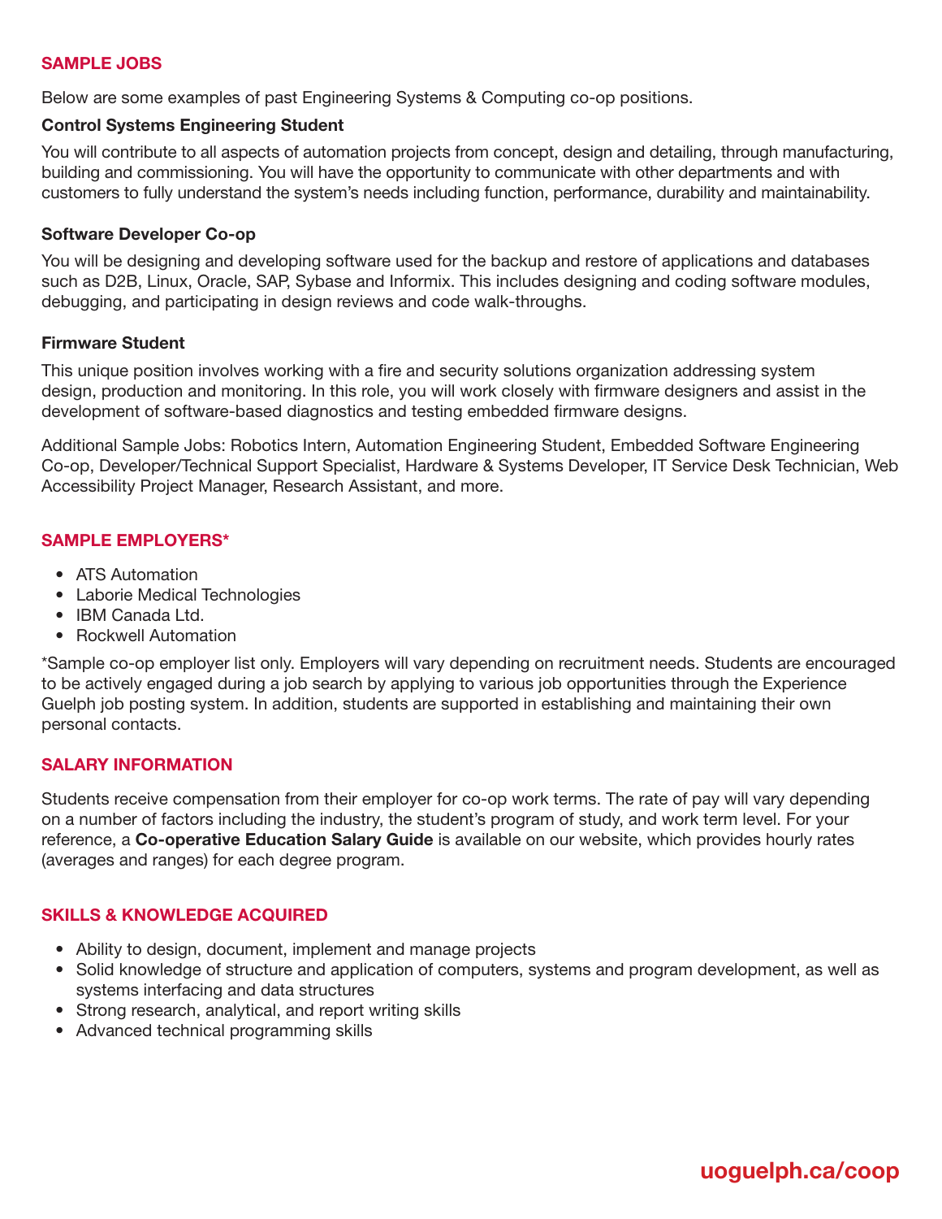## SAMPLE JOBS

Below are some examples of past Engineering Systems & Computing co-op positions.

### Control Systems Engineering Student

You will contribute to all aspects of automation projects from concept, design and detailing, through manufacturing, building and commissioning. You will have the opportunity to communicate with other departments and with customers to fully understand the system's needs including function, performance, durability and maintainability.

### Software Developer Co-op

You will be designing and developing software used for the backup and restore of applications and databases such as D2B, Linux, Oracle, SAP, Sybase and Informix. This includes designing and coding software modules, debugging, and participating in design reviews and code walk-throughs.

### Firmware Student

This unique position involves working with a fire and security solutions organization addressing system design, production and monitoring. In this role, you will work closely with firmware designers and assist in the development of software-based diagnostics and testing embedded firmware designs.

Additional Sample Jobs: Robotics Intern, Automation Engineering Student, Embedded Software Engineering Co-op, Developer/Technical Support Specialist, Hardware & Systems Developer, IT Service Desk Technician, Web Accessibility Project Manager, Research Assistant, and more.

## SAMPLE EMPLOYERS*

- ATS Automation
- Laborie Medical Technologies
- IBM Canada Ltd.
- Rockwell Automation

*Sample co-op employer list only. Employers will vary depending on recruitment needs. Students are encouraged to be actively engaged during a job search by applying to various job opportunities through the Experience Guelph job posting system. In addition, students are supported in establishing and maintaining their own personal contacts.

## SALARY INFORMATION

Students receive compensation from their employer for co-op work terms. The rate of pay will vary depending on a number of factors including the industry, the student's program of study, and work term level. For your reference, a **Co-operative Education Salary Guide** is available on our website, which provides hourly rates (averages and ranges) for each degree program.

## SKILLS & KNOWLEDGE ACQUIRED

- Ability to design, document, implement and manage projects
- Solid knowledge of structure and application of computers, systems and program development, as well as systems interfacing and data structures
- Strong research, analytical, and report writing skills
- Advanced technical programming skills

**uoguelph.ca/coop**